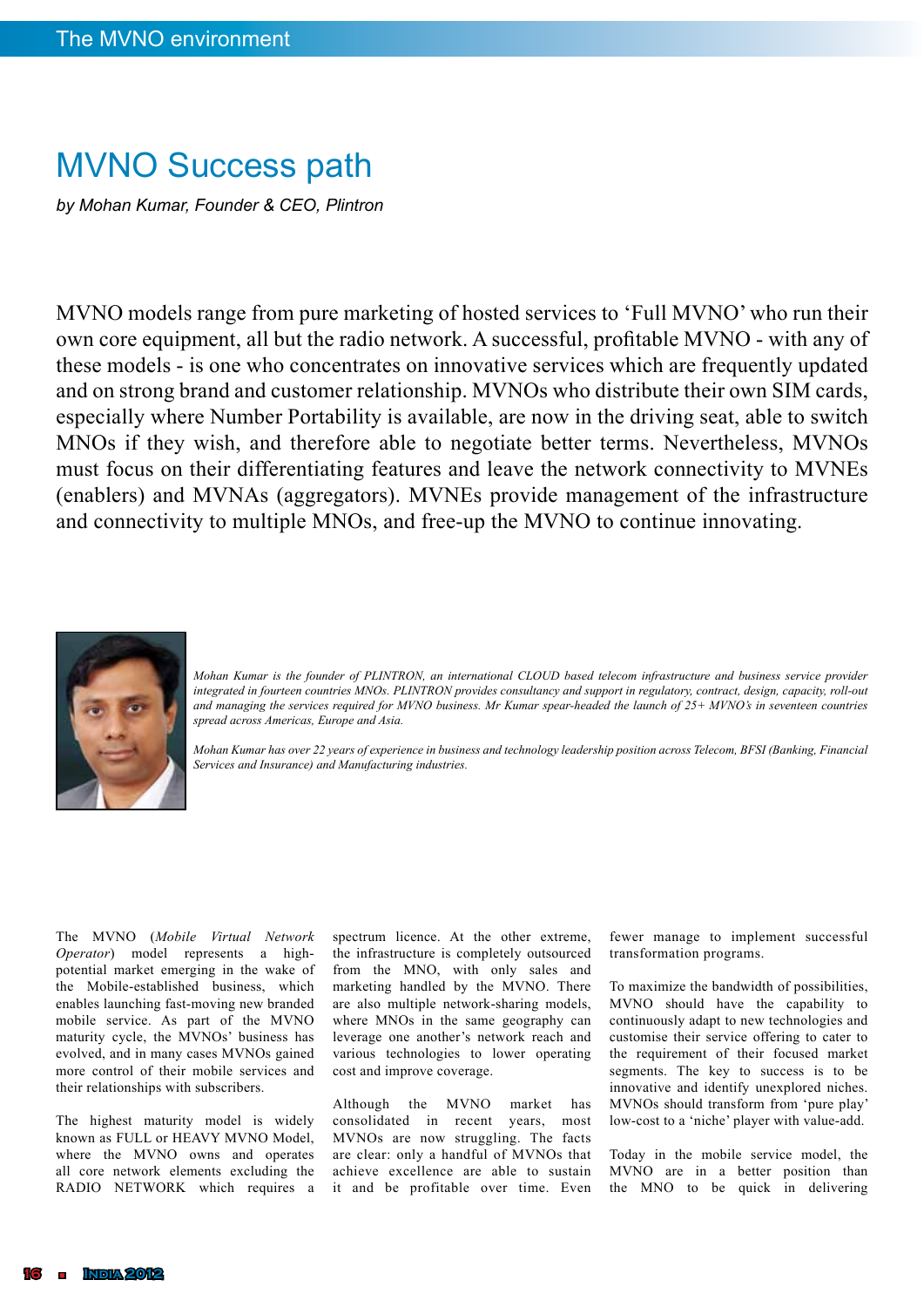# MVNO Success path

*by Mohan Kumar, Founder & CEO, Plintron*

MVNO models range from pure marketing of hosted services to 'Full MVNO' who run their own core equipment, all but the radio network. A successful, profitable MVNO - with any of these models - is one who concentrates on innovative services which are frequently updated and on strong brand and customer relationship. MVNOs who distribute their own SIM cards, especially where Number Portability is available, are now in the driving seat, able to switch MNOs if they wish, and therefore able to negotiate better terms. Nevertheless, MVNOs must focus on their differentiating features and leave the network connectivity to MVNEs (enablers) and MVNAs (aggregators). MVNEs provide management of the infrastructure and connectivity to multiple MNOs, and free-up the MVNO to continue innovating.

*Mohan Kumar is the founder of PLINTRON, an international CLOUD based telecom infrastructure and business service provider integrated in fourteen countries MNOs. PLINTRON provides consultancy and support in regulatory, contract, design, capacity, roll-out and managing the services required for MVNO business. Mr Kumar spear-headed the launch of 25+ MVNO's in seventeen countries spread across Americas, Europe and Asia.*

*Mohan Kumar has over 22 years of experience in business and technology leadership position across Telecom, BFSI (Banking, Financial Services and Insurance) and Manufacturing industries.*

The MVNO (*Mobile Virtual Network Operator*) model represents a high-potential market emerging in the wake of the Mobile-established business, which enables launching fast-moving new branded mobile service. As part of the MVNO maturity cycle, the MVNOs' business has evolved, and in many cases MVNOs gained more control of their mobile services and their relationships with subscribers.

The highest maturity model is widely known as FULL or HEAVY MVNO Model, where the MVNO owns and operates all core network elements excluding the RADIO NETWORK which requires a spectrum licence. At the other extreme, the infrastructure is completely outsourced from the MNO, with only sales and marketing handled by the MVNO. There are also multiple network-sharing models, where MNOs in the same geography can leverage one another's network reach and various technologies to lower operating cost and improve coverage.

Although the MVNO market has consolidated in recent years, most MVNOs are now struggling. The facts are clear: only a handful of MVNOs that achieve excellence are able to sustain it and be profitable over time. Even fewer manage to implement successful transformation programs.

To maximize the bandwidth of possibilities, MVNO should have the capability to continuously adapt to new technologies and customise their service offering to cater to the requirement of their focused market segments. The key to success is to be innovative and identify unexplored niches. MVNOs should transform from 'pure play' low-cost to a 'niche' player with value-add.

Today in the mobile service model, the MVNO are in a better position than the MNO to be quick in delivering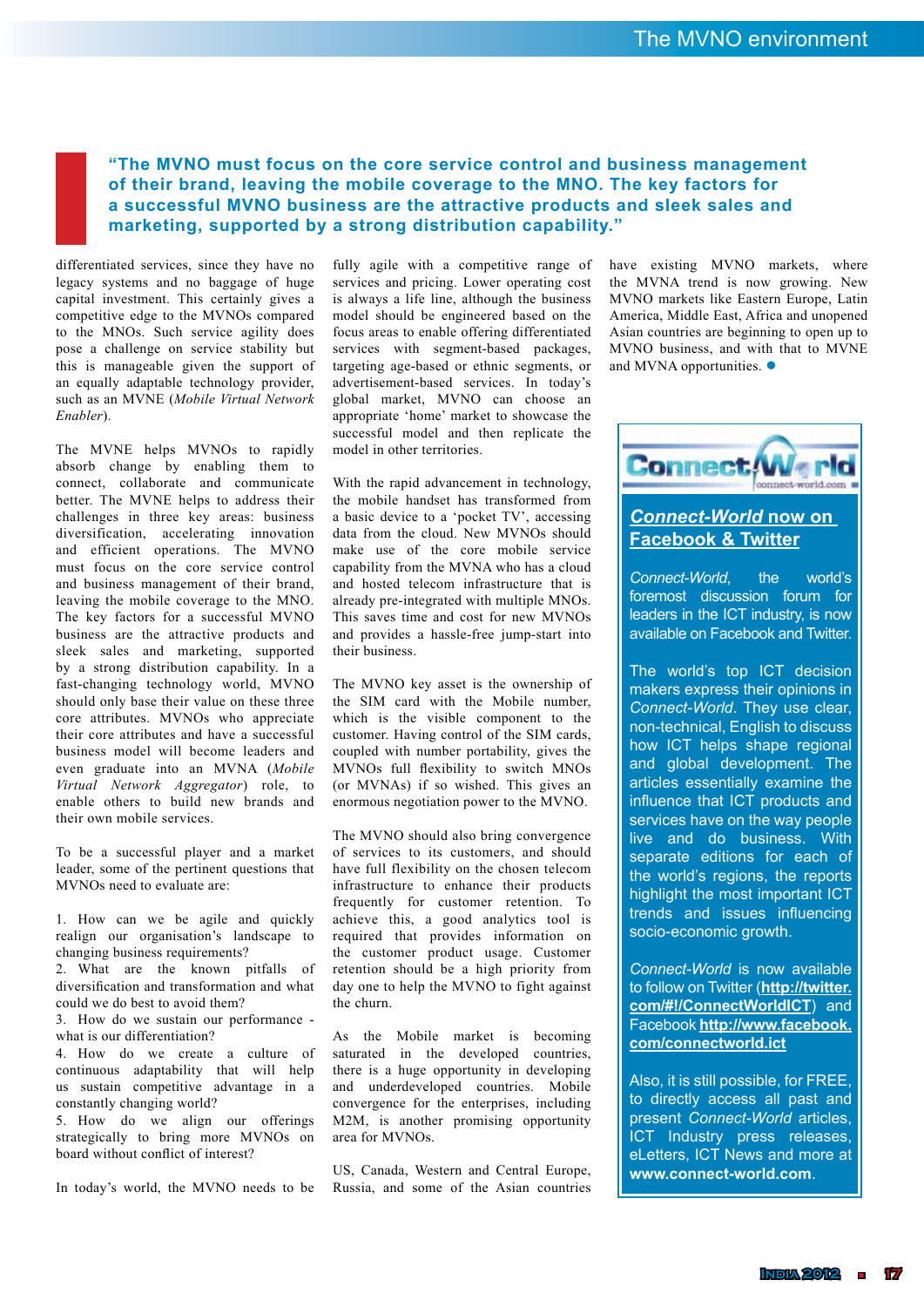**"The MVNO must focus on the core service control and business management of their brand, leaving the mobile coverage to the MNO. The key factors for a successful MVNO business are the attractive products and sleek sales and marketing, supported by a strong distribution capability."**

differentiated services, since they have no legacy systems and no baggage of huge capital investment. This certainly gives a competitive edge to the MVNOs compared to the MNOs. Such service agility does pose a challenge on service stability but this is manageable given the support of an equally adaptable technology provider, such as an MVNE (*Mobile Virtual Network Enabler*).

The MVNE helps MVNOs to rapidly absorb change by enabling them to connect, collaborate and communicate better. The MVNE helps to address their challenges in three key areas: business diversification, accelerating innovation and efficient operations. The MVNO must focus on the core service control and business management of their brand, leaving the mobile coverage to the MNO. The key factors for a successful MVNO business are the attractive products and sleek sales and marketing, supported by a strong distribution capability. In a fast-changing technology world, MVNO should only base their value on these three core attributes. MVNOs who appreciate their core attributes and have a successful business model will become leaders and even graduate into an MVNA (*Mobile Virtual Network Aggregator*) role, to enable others to build new brands and their own mobile services.

To be a successful player and a market leader, some of the pertinent questions that MVNOs need to evaluate are:

1. How can we be agile and quickly realign our organisation's landscape to changing business requirements?
2. What are the known pitfalls of diversification and transformation and what could we do best to avoid them?
3. How do we sustain our performance - what is our differentiation?
4. How do we create a culture of continuous adaptability that will help us sustain competitive advantage in a constantly changing world?
5. How do we align our offerings strategically to bring more MVNOs on board without conflict of interest?

In today's world, the MVNO needs to be fully agile with a competitive range of services and pricing. Lower operating cost is always a life line, although the business model should be engineered based on the focus areas to enable offering differentiated services with segment-based packages, targeting age-based or ethnic segments, or advertisement-based services. In today's global market, MVNO can choose an appropriate 'home' market to showcase the successful model and then replicate the model in other territories.

With the rapid advancement in technology, the mobile handset has transformed from a basic device to a 'pocket TV', accessing data from the cloud. New MVNOs should make use of the core mobile service capability from the MVNA who has a cloud and hosted telecom infrastructure that is already pre-integrated with multiple MNOs. This saves time and cost for new MVNOs and provides a hassle-free jump-start into their business.

The MVNO key asset is the ownership of the SIM card with the Mobile number, which is the visible component to the customer. Having control of the SIM cards, coupled with number portability, gives the MVNOs full flexibility to switch MNOs (or MVNAs) if so wished. This gives an enormous negotiation power to the MVNO.

The MVNO should also bring convergence of services to its customers, and should have full flexibility on the chosen telecom infrastructure to enhance their products frequently for customer retention. To achieve this, a good analytics tool is required that provides information on the customer product usage. Customer retention should be a high priority from day one to help the MVNO to fight against the churn.

As the Mobile market is becoming saturated in the developed countries, there is a huge opportunity in developing and underdeveloped countries. Mobile convergence for the enterprises, including M2M, is another promising opportunity area for MVNOs.

US, Canada, Western and Central Europe, Russia, and some of the Asian countries have existing MVNO markets, where the MVNA trend is now growing. New MVNO markets like Eastern Europe, Latin America, Middle East, Africa and unopened Asian countries are beginning to open up to MVNO business, and with that to MVNE and MVNA opportunities. ●

---

**Connect-World** connect-world.com

## *Connect-World* now on Facebook & Twitter

*Connect-World*, the world's foremost discussion forum for leaders in the ICT industry, is now available on Facebook and Twitter.

The world's top ICT decision makers express their opinions in *Connect-World*. They use clear, non-technical, English to discuss how ICT helps shape regional and global development. The articles essentially examine the influence that ICT products and services have on the way people live and do business. With separate editions for each of the world's regions, the reports highlight the most important ICT trends and issues influencing socio-economic growth.

*Connect-World* is now available to follow on Twitter (**http://twitter.com/#!/ConnectWorldICT**) and Facebook **http://www.facebook.com/connectworld.ict**

Also, it is still possible, for FREE, to directly access all past and present *Connect-World* articles, ICT Industry press releases, eLetters, ICT News and more at **www.connect-world.com**.